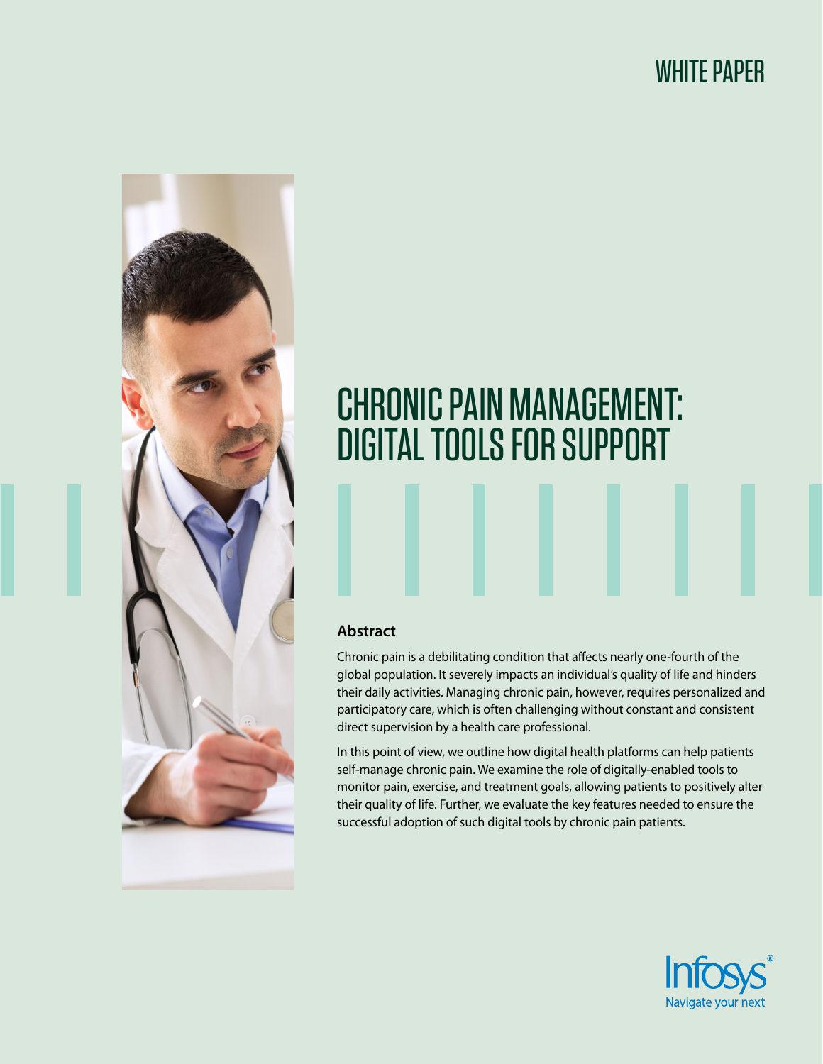WHITE PAPER

# CHRONIC PAIN MANAGEMENT: DIGITAL TOOLS FOR SUPPORT

## Abstract

Chronic pain is a debilitating condition that affects nearly one-fourth of the global population. It severely impacts an individual's quality of life and hinders their daily activities. Managing chronic pain, however, requires personalized and participatory care, which is often challenging without constant and consistent direct supervision by a health care professional.

In this point of view, we outline how digital health platforms can help patients self-manage chronic pain. We examine the role of digitally-enabled tools to monitor pain, exercise, and treatment goals, allowing patients to positively alter their quality of life. Further, we evaluate the key features needed to ensure the successful adoption of such digital tools by chronic pain patients.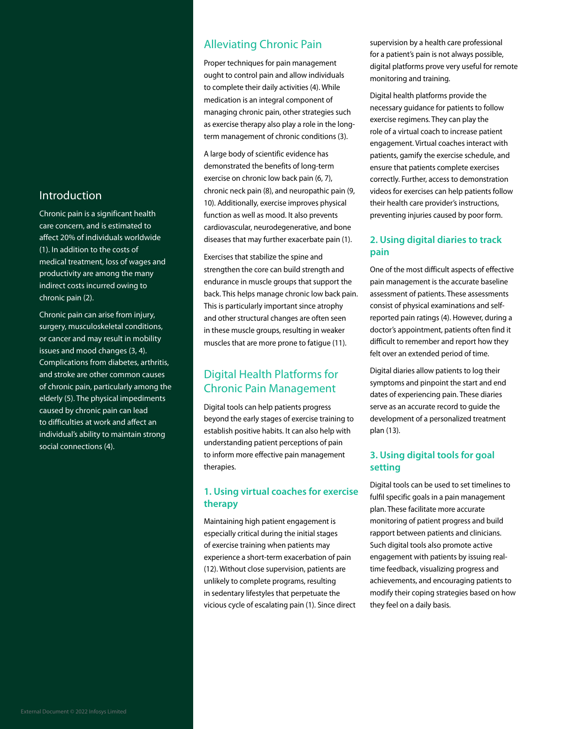## Introduction

Chronic pain is a significant health care concern, and is estimated to affect 20% of individuals worldwide (1). In addition to the costs of medical treatment, loss of wages and productivity are among the many indirect costs incurred owing to chronic pain (2).

Chronic pain can arise from injury, surgery, musculoskeletal conditions, or cancer and may result in mobility issues and mood changes (3, 4). Complications from diabetes, arthritis, and stroke are other common causes of chronic pain, particularly among the elderly (5). The physical impediments caused by chronic pain can lead to difficulties at work and affect an individual's ability to maintain strong social connections (4).

## Alleviating Chronic Pain

Proper techniques for pain management ought to control pain and allow individuals to complete their daily activities (4). While medication is an integral component of managing chronic pain, other strategies such as exercise therapy also play a role in the long-term management of chronic conditions (3).

A large body of scientific evidence has demonstrated the benefits of long-term exercise on chronic low back pain (6, 7), chronic neck pain (8), and neuropathic pain (9, 10). Additionally, exercise improves physical function as well as mood. It also prevents cardiovascular, neurodegenerative, and bone diseases that may further exacerbate pain (1).

Exercises that stabilize the spine and strengthen the core can build strength and endurance in muscle groups that support the back. This helps manage chronic low back pain. This is particularly important since atrophy and other structural changes are often seen in these muscle groups, resulting in weaker muscles that are more prone to fatigue (11).

## Digital Health Platforms for Chronic Pain Management

Digital tools can help patients progress beyond the early stages of exercise training to establish positive habits. It can also help with understanding patient perceptions of pain to inform more effective pain management therapies.

### 1. Using virtual coaches for exercise therapy

Maintaining high patient engagement is especially critical during the initial stages of exercise training when patients may experience a short-term exacerbation of pain (12). Without close supervision, patients are unlikely to complete programs, resulting in sedentary lifestyles that perpetuate the vicious cycle of escalating pain (1). Since direct supervision by a health care professional for a patient's pain is not always possible, digital platforms prove very useful for remote monitoring and training.

Digital health platforms provide the necessary guidance for patients to follow exercise regimens. They can play the role of a virtual coach to increase patient engagement. Virtual coaches interact with patients, gamify the exercise schedule, and ensure that patients complete exercises correctly. Further, access to demonstration videos for exercises can help patients follow their health care provider's instructions, preventing injuries caused by poor form.

### 2. Using digital diaries to track pain

One of the most difficult aspects of effective pain management is the accurate baseline assessment of patients. These assessments consist of physical examinations and self-reported pain ratings (4). However, during a doctor's appointment, patients often find it difficult to remember and report how they felt over an extended period of time.

Digital diaries allow patients to log their symptoms and pinpoint the start and end dates of experiencing pain. These diaries serve as an accurate record to guide the development of a personalized treatment plan (13).

### 3. Using digital tools for goal setting

Digital tools can be used to set timelines to fulfil specific goals in a pain management plan. These facilitate more accurate monitoring of patient progress and build rapport between patients and clinicians. Such digital tools also promote active engagement with patients by issuing real-time feedback, visualizing progress and achievements, and encouraging patients to modify their coping strategies based on how they feel on a daily basis.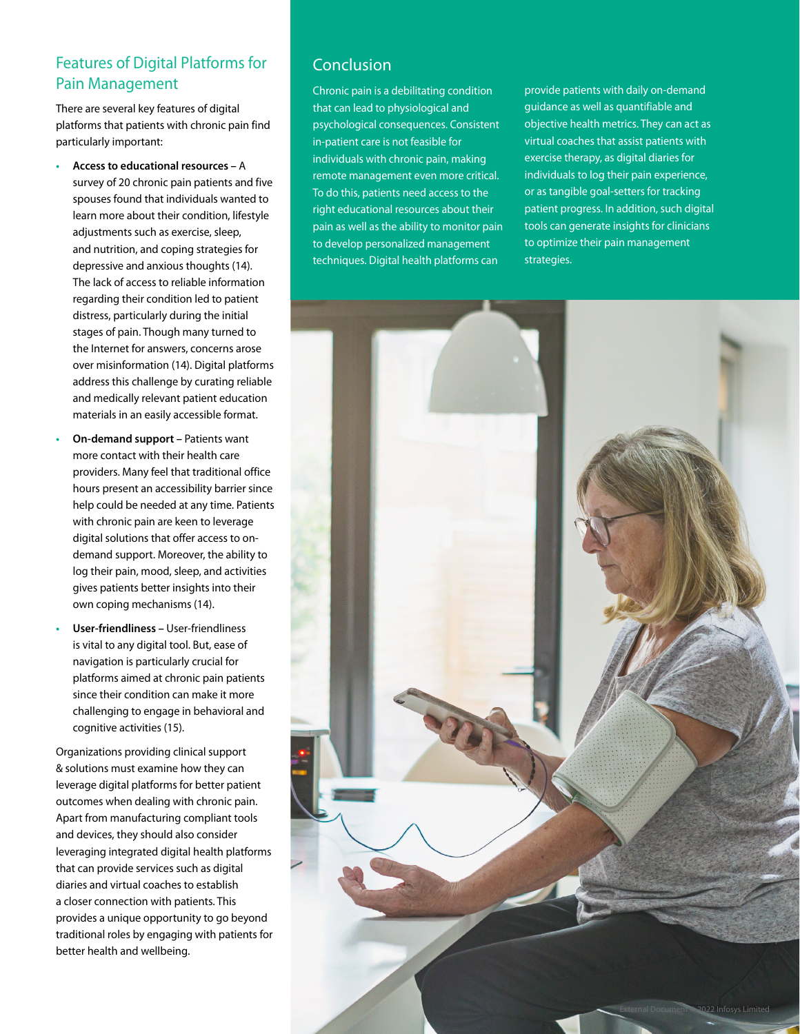## Features of Digital Platforms for Pain Management

There are several key features of digital platforms that patients with chronic pain find particularly important:

- **Access to educational resources** – A survey of 20 chronic pain patients and five spouses found that individuals wanted to learn more about their condition, lifestyle adjustments such as exercise, sleep, and nutrition, and coping strategies for depressive and anxious thoughts (14). The lack of access to reliable information regarding their condition led to patient distress, particularly during the initial stages of pain. Though many turned to the Internet for answers, concerns arose over misinformation (14). Digital platforms address this challenge by curating reliable and medically relevant patient education materials in an easily accessible format.
- **On-demand support** – Patients want more contact with their health care providers. Many feel that traditional office hours present an accessibility barrier since help could be needed at any time. Patients with chronic pain are keen to leverage digital solutions that offer access to on-demand support. Moreover, the ability to log their pain, mood, sleep, and activities gives patients better insights into their own coping mechanisms (14).
- **User-friendliness** – User-friendliness is vital to any digital tool. But, ease of navigation is particularly crucial for platforms aimed at chronic pain patients since their condition can make it more challenging to engage in behavioral and cognitive activities (15).

Organizations providing clinical support & solutions must examine how they can leverage digital platforms for better patient outcomes when dealing with chronic pain. Apart from manufacturing compliant tools and devices, they should also consider leveraging integrated digital health platforms that can provide services such as digital diaries and virtual coaches to establish a closer connection with patients. This provides a unique opportunity to go beyond traditional roles by engaging with patients for better health and wellbeing.

## Conclusion

Chronic pain is a debilitating condition that can lead to physiological and psychological consequences. Consistent in-patient care is not feasible for individuals with chronic pain, making remote management even more critical. To do this, patients need access to the right educational resources about their pain as well as the ability to monitor pain to develop personalized management techniques. Digital health platforms can provide patients with daily on-demand guidance as well as quantifiable and objective health metrics. They can act as virtual coaches that assist patients with exercise therapy, as digital diaries for individuals to log their pain experience, or as tangible goal-setters for tracking patient progress. In addition, such digital tools can generate insights for clinicians to optimize their pain management strategies.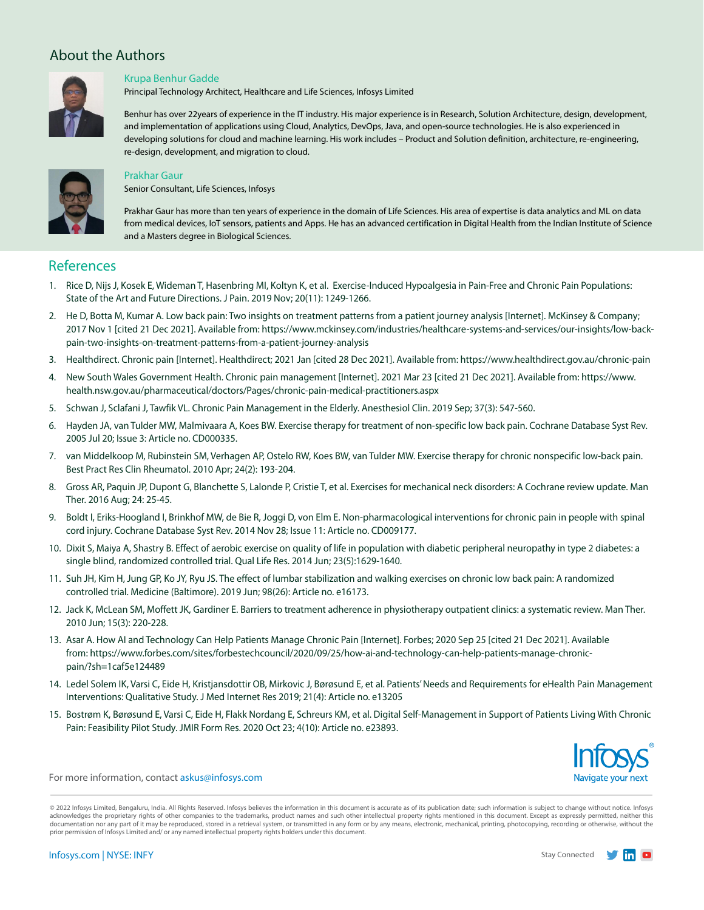## About the Authors

### Krupa Benhur Gadde

Principal Technology Architect, Healthcare and Life Sciences, Infosys Limited

Benhur has over 22years of experience in the IT industry. His major experience is in Research, Solution Architecture, design, development, and implementation of applications using Cloud, Analytics, DevOps, Java, and open-source technologies. He is also experienced in developing solutions for cloud and machine learning. His work includes – Product and Solution definition, architecture, re-engineering, re-design, development, and migration to cloud.

### Prakhar Gaur

Senior Consultant, Life Sciences, Infosys

Prakhar Gaur has more than ten years of experience in the domain of Life Sciences. His area of expertise is data analytics and ML on data from medical devices, IoT sensors, patients and Apps. He has an advanced certification in Digital Health from the Indian Institute of Science and a Masters degree in Biological Sciences.

## References

1. Rice D, Nijs J, Kosek E, Wideman T, Hasenbring MI, Koltyn K, et al. Exercise-Induced Hypoalgesia in Pain-Free and Chronic Pain Populations: State of the Art and Future Directions. J Pain. 2019 Nov; 20(11): 1249-1266.
2. He D, Botta M, Kumar A. Low back pain: Two insights on treatment patterns from a patient journey analysis [Internet]. McKinsey & Company; 2017 Nov 1 [cited 21 Dec 2021]. Available from: https://www.mckinsey.com/industries/healthcare-systems-and-services/our-insights/low-back-pain-two-insights-on-treatment-patterns-from-a-patient-journey-analysis
3. Healthdirect. Chronic pain [Internet]. Healthdirect; 2021 Jan [cited 28 Dec 2021]. Available from: https://www.healthdirect.gov.au/chronic-pain
4. New South Wales Government Health. Chronic pain management [Internet]. 2021 Mar 23 [cited 21 Dec 2021]. Available from: https://www.health.nsw.gov.au/pharmaceutical/doctors/Pages/chronic-pain-medical-practitioners.aspx
5. Schwan J, Sclafani J, Tawfik VL. Chronic Pain Management in the Elderly. Anesthesiol Clin. 2019 Sep; 37(3): 547-560.
6. Hayden JA, van Tulder MW, Malmivaara A, Koes BW. Exercise therapy for treatment of non-specific low back pain. Cochrane Database Syst Rev. 2005 Jul 20; Issue 3: Article no. CD000335.
7. van Middelkoop M, Rubinstein SM, Verhagen AP, Ostelo RW, Koes BW, van Tulder MW. Exercise therapy for chronic nonspecific low-back pain. Best Pract Res Clin Rheumatol. 2010 Apr; 24(2): 193-204.
8. Gross AR, Paquin JP, Dupont G, Blanchette S, Lalonde P, Cristie T, et al. Exercises for mechanical neck disorders: A Cochrane review update. Man Ther. 2016 Aug; 24: 25-45.
9. Boldt I, Eriks-Hoogland I, Brinkhof MW, de Bie R, Joggi D, von Elm E. Non-pharmacological interventions for chronic pain in people with spinal cord injury. Cochrane Database Syst Rev. 2014 Nov 28; Issue 11: Article no. CD009177.
10. Dixit S, Maiya A, Shastry B. Effect of aerobic exercise on quality of life in population with diabetic peripheral neuropathy in type 2 diabetes: a single blind, randomized controlled trial. Qual Life Res. 2014 Jun; 23(5):1629-1640.
11. Suh JH, Kim H, Jung GP, Ko JY, Ryu JS. The effect of lumbar stabilization and walking exercises on chronic low back pain: A randomized controlled trial. Medicine (Baltimore). 2019 Jun; 98(26): Article no. e16173.
12. Jack K, McLean SM, Moffett JK, Gardiner E. Barriers to treatment adherence in physiotherapy outpatient clinics: a systematic review. Man Ther. 2010 Jun; 15(3): 220-228.
13. Asar A. How AI and Technology Can Help Patients Manage Chronic Pain [Internet]. Forbes; 2020 Sep 25 [cited 21 Dec 2021]. Available from: https://www.forbes.com/sites/forbestechcouncil/2020/09/25/how-ai-and-technology-can-help-patients-manage-chronic-pain/?sh=1caf5e124489
14. Ledel Solem IK, Varsi C, Eide H, Kristjansdottir OB, Mirkovic J, Børøsund E, et al. Patients' Needs and Requirements for eHealth Pain Management Interventions: Qualitative Study. J Med Internet Res 2019; 21(4): Article no. e13205
15. Bostrøm K, Børøsund E, Varsi C, Eide H, Flakk Nordang E, Schreurs KM, et al. Digital Self-Management in Support of Patients Living With Chronic Pain: Feasibility Pilot Study. JMIR Form Res. 2020 Oct 23; 4(10): Article no. e23893.

For more information, contact askus@infosys.com

Infosys® Navigate your next

© 2022 Infosys Limited, Bengaluru, India. All Rights Reserved. Infosys believes the information in this document is accurate as of its publication date; such information is subject to change without notice. Infosys acknowledges the proprietary rights of other companies to the trademarks, product names and such other intellectual property rights mentioned in this document. Except as expressly permitted, neither this documentation nor any part of it may be reproduced, stored in a retrieval system, or transmitted in any form or by any means, electronic, mechanical, printing, photocopying, recording or otherwise, without the prior permission of Infosys Limited and/ or any named intellectual property rights holders under this document.

Infosys.com | NYSE: INFY

Stay Connected